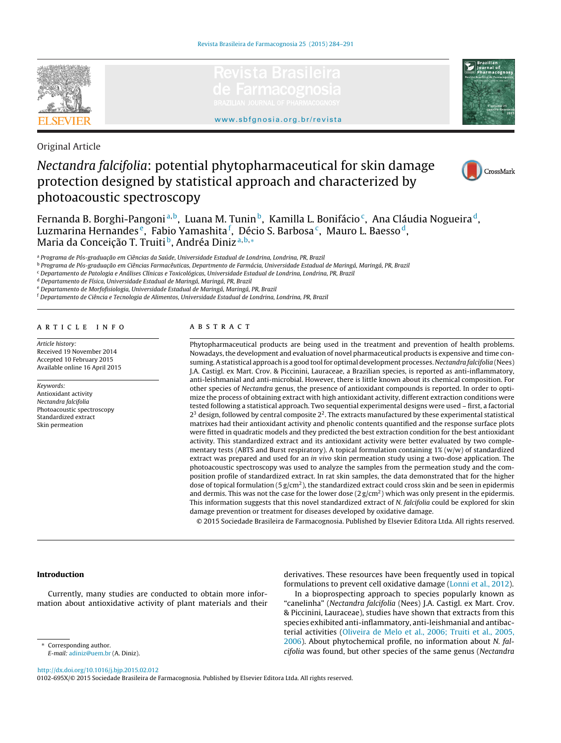Original Article

# *Nectandra falcifolia*: potential phytopharmaceutical for skin damage protection designed by statistical approach and characterized by photoacoustic spectroscopy

Fernanda B. Borghi-Pangoni[a,b], Luana M. Tunin[b], Kamilla L. Bonifácio[c], Ana Cláudia Nogueira[d], Luzmarina Hernandes[e], Fabio Yamashita[f], Décio S. Barbosa[c], Mauro L. Baesso[d], Maria da Conceição T. Truiti[b], Andréa Diniz[a,b,*]

[a] Programa de Pós-graduação em Ciências da Saúde, Universidade Estadual de Londrina, Londrina, PR, Brazil
[b] Programa de Pós-graduação em Ciências Farmacêuticas, Departmento de Farmácia, Universidade Estadual de Maringá, Maringá, PR, Brazil
[c] Departamento de Patologia e Análises Clínicas e Toxicológicas, Universidade Estadual de Londrina, Londrina, PR, Brazil
[d] Departamento de Física, Universidade Estadual de Maringá, Maringá, PR, Brazil
[e] Departamento de Morfofisiologia, Universidade Estadual de Maringá, Maringá, PR, Brazil
[f] Departamento de Ciência e Tecnologia de Alimentos, Universidade Estadual de Londrina, Londrina, PR, Brazil

## ARTICLE INFO

*Article history:*
Received 19 November 2014
Accepted 10 February 2015
Available online 16 April 2015

*Keywords:*
Antioxidant activity
*Nectandra falcifolia*
Photoacoustic spectroscopy
Standardized extract
Skin permeation

## ABSTRACT

Phytopharmaceutical products are being used in the treatment and prevention of health problems. Nowadays, the development and evaluation of novel pharmaceutical products is expensive and time consuming. A statistical approach is a good tool for optimal development processes. *Nectandra falcifolia* (Nees) J.A. Castigl. ex Mart. Crov. & Piccinini, Lauraceae, a Brazilian species, is reported as anti-inflammatory, anti-leishmanial and anti-microbial. However, there is little known about its chemical composition. For other species of *Nectandra* genus, the presence of antioxidant compounds is reported. In order to optimize the process of obtaining extract with high antioxidant activity, different extraction conditions were tested following a statistical approach. Two sequential experimental designs were used – first, a factorial $2^3$ design, followed by central composite $2^2$. The extracts manufactured by these experimental statistical matrixes had their antioxidant activity and phenolic contents quantified and the response surface plots were fitted in quadratic models and they predicted the best extraction condition for the best antioxidant activity. This standardized extract and its antioxidant activity were better evaluated by two complementary tests (ABTS and Burst respiratory). A topical formulation containing 1% (w/w) of standardized extract was prepared and used for an *in vivo* skin permeation study using a two-dose application. The photoacoustic spectroscopy was used to analyze the samples from the permeation study and the composition profile of standardized extract. In rat skin samples, the data demonstrated that for the higher dose of topical formulation (5 g/cm$^2$), the standardized extract could cross skin and be seen in epidermis and dermis. This was not the case for the lower dose (2 g/cm$^2$) which was only present in the epidermis. This information suggests that this novel standardized extract of *N. falcifolia* could be explored for skin damage prevention or treatment for diseases developed by oxidative damage.

© 2015 Sociedade Brasileira de Farmacognosia. Published by Elsevier Editora Ltda. All rights reserved.

## Introduction

Currently, many studies are conducted to obtain more information about antioxidative activity of plant materials and their derivatives. These resources have been frequently used in topical formulations to prevent cell oxidative damage (Lonni et al., 2012).

In a bioprospecting approach to species popularly known as "canelinha" (*Nectandra falcifolia* (Nees) J.A. Castigl. ex Mart. Crov. & Piccinini, Lauraceae), studies have shown that extracts from this species exhibited anti-inflammatory, anti-leishmanial and antibacterial activities (Oliveira de Melo et al., 2006; Truiti et al., 2005, 2006). About phytochemical profile, no information about *N. falcifolia* was found, but other species of the same genus (*Nectandra*

\* Corresponding author.
E-mail: adiniz@uem.br (A. Diniz).

http://dx.doi.org/10.1016/j.bjp.2015.02.012
0102-695X/© 2015 Sociedade Brasileira de Farmacognosia. Published by Elsevier Editora Ltda. All rights reserved.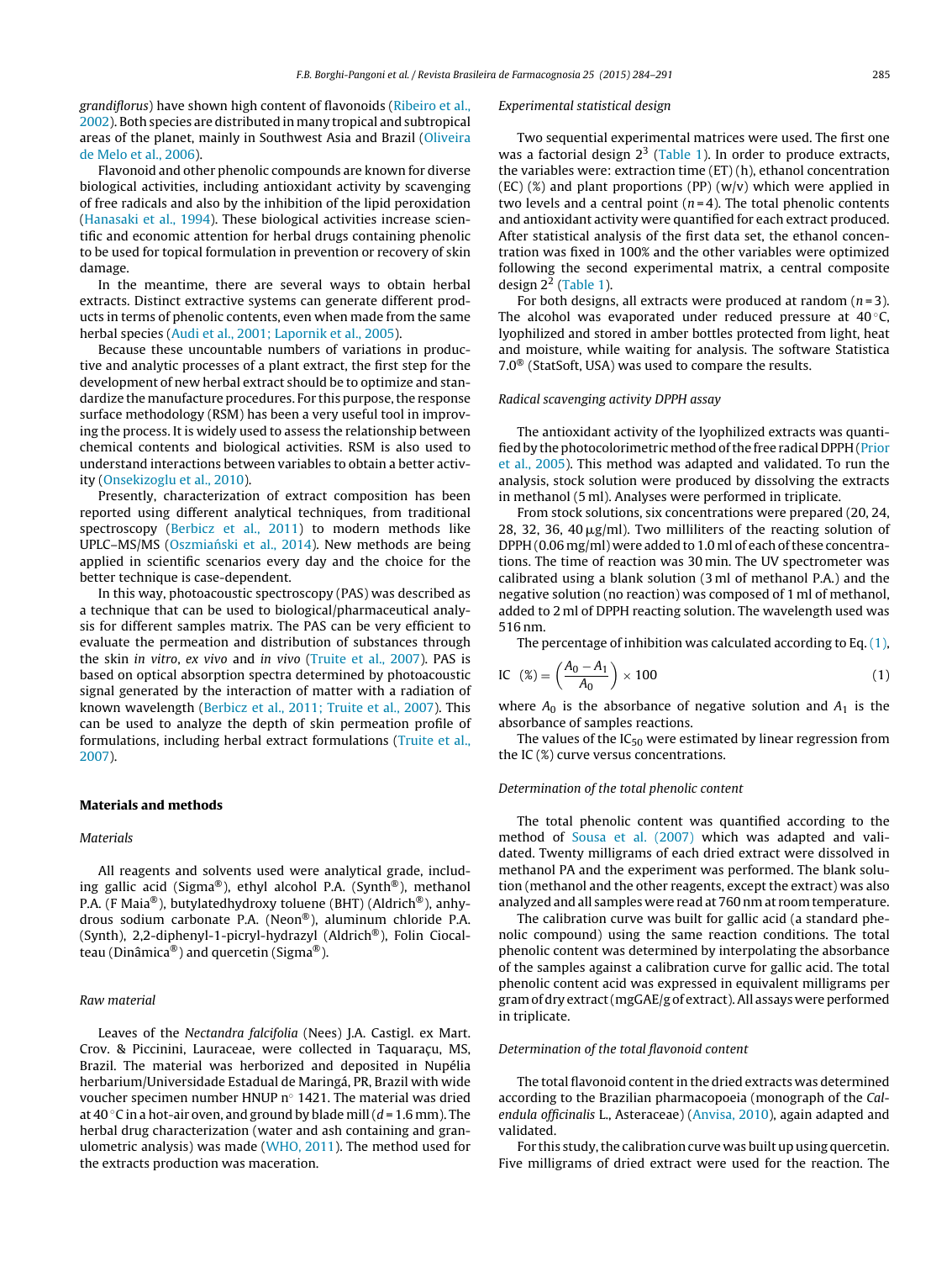*grandiflorus*) have shown high content of flavonoids (Ribeiro et al., 2002). Both species are distributed in many tropical and subtropical areas of the planet, mainly in Southwest Asia and Brazil (Oliveira de Melo et al., 2006).

Flavonoid and other phenolic compounds are known for diverse biological activities, including antioxidant activity by scavenging of free radicals and also by the inhibition of the lipid peroxidation (Hanasaki et al., 1994). These biological activities increase scientific and economic attention for herbal drugs containing phenolic to be used for topical formulation in prevention or recovery of skin damage.

In the meantime, there are several ways to obtain herbal extracts. Distinct extractive systems can generate different products in terms of phenolic contents, even when made from the same herbal species (Audi et al., 2001; Lapornik et al., 2005).

Because these uncountable numbers of variations in productive and analytic processes of a plant extract, the first step for the development of new herbal extract should be to optimize and standardize the manufacture procedures. For this purpose, the response surface methodology (RSM) has been a very useful tool in improving the process. It is widely used to assess the relationship between chemical contents and biological activities. RSM is also used to understand interactions between variables to obtain a better activity (Onsekizoglu et al., 2010).

Presently, characterization of extract composition has been reported using different analytical techniques, from traditional spectroscopy (Berbicz et al., 2011) to modern methods like UPLC–MS/MS (Oszmiański et al., 2014). New methods are being applied in scientific scenarios every day and the choice for the better technique is case-dependent.

In this way, photoacoustic spectroscopy (PAS) was described as a technique that can be used to biological/pharmaceutical analysis for different samples matrix. The PAS can be very efficient to evaluate the permeation and distribution of substances through the skin *in vitro*, *ex vivo* and *in vivo* (Truite et al., 2007). PAS is based on optical absorption spectra determined by photoacoustic signal generated by the interaction of matter with a radiation of known wavelength (Berbicz et al., 2011; Truite et al., 2007). This can be used to analyze the depth of skin permeation profile of formulations, including herbal extract formulations (Truite et al., 2007).

## Materials and methods

### Materials

All reagents and solvents used were analytical grade, including gallic acid (Sigma®), ethyl alcohol P.A. (Synth®), methanol P.A. (F Maia®), butylatedhydroxy toluene (BHT) (Aldrich®), anhydrous sodium carbonate P.A. (Neon®), aluminum chloride P.A. (Synth), 2,2-diphenyl-1-picryl-hydrazyl (Aldrich®), Folin Ciocalteau (Dinâmica®) and quercetin (Sigma®).

### Raw material

Leaves of the *Nectandra falcifolia* (Nees) J.A. Castigl. ex Mart. Crov. & Piccinini, Lauraceae, were collected in Taquaraçu, MS, Brazil. The material was herborized and deposited in Nupélia herbarium/Universidade Estadual de Maringá, PR, Brazil with wide voucher specimen number HNUP n° 1421. The material was dried at 40 °C in a hot-air oven, and ground by blade mill ($d$ = 1.6 mm). The herbal drug characterization (water and ash containing and granulometric analysis) was made (WHO, 2011). The method used for the extracts production was maceration.

### Experimental statistical design

Two sequential experimental matrices were used. The first one was a factorial design $2^3$ (Table 1). In order to produce extracts, the variables were: extraction time (ET) (h), ethanol concentration (EC) (%) and plant proportions (PP) (w/v) which were applied in two levels and a central point ($n$ = 4). The total phenolic contents and antioxidant activity were quantified for each extract produced. After statistical analysis of the first data set, the ethanol concentration was fixed in 100% and the other variables were optimized following the second experimental matrix, a central composite design $2^2$ (Table 1).

For both designs, all extracts were produced at random ($n$ = 3). The alcohol was evaporated under reduced pressure at 40 °C, lyophilized and stored in amber bottles protected from light, heat and moisture, while waiting for analysis. The software Statistica 7.0® (StatSoft, USA) was used to compare the results.

### Radical scavenging activity DPPH assay

The antioxidant activity of the lyophilized extracts was quantified by the photocolorimetric method of the free radical DPPH (Prior et al., 2005). This method was adapted and validated. To run the analysis, stock solution were produced by dissolving the extracts in methanol (5 ml). Analyses were performed in triplicate.

From stock solutions, six concentrations were prepared (20, 24, 28, 32, 36, 40 μg/ml). Two milliliters of the reacting solution of DPPH (0.06 mg/ml) were added to 1.0 ml of each of these concentrations. The time of reaction was 30 min. The UV spectrometer was calibrated using a blank solution (3 ml of methanol P.A.) and the negative solution (no reaction) was composed of 1 ml of methanol, added to 2 ml of DPPH reacting solution. The wavelength used was 516 nm.

The percentage of inhibition was calculated according to Eq. (1),

$$\text{IC} \ (\%) = \left(\frac{A_0 - A_1}{A_0}\right) \times 100 \tag{1}$$

where $A_0$ is the absorbance of negative solution and $A_1$ is the absorbance of samples reactions.

The values of the $IC_{50}$ were estimated by linear regression from the IC (%) curve versus concentrations.

### Determination of the total phenolic content

The total phenolic content was quantified according to the method of Sousa et al. (2007) which was adapted and validated. Twenty milligrams of each dried extract were dissolved in methanol PA and the experiment was performed. The blank solution (methanol and the other reagents, except the extract) was also analyzed and all samples were read at 760 nm at room temperature.

The calibration curve was built for gallic acid (a standard phenolic compound) using the same reaction conditions. The total phenolic content was determined by interpolating the absorbance of the samples against a calibration curve for gallic acid. The total phenolic content acid was expressed in equivalent milligrams per gram of dry extract (mgGAE/g of extract). All assays were performed in triplicate.

### Determination of the total flavonoid content

The total flavonoid content in the dried extracts was determined according to the Brazilian pharmacopoeia (monograph of the *Calendula officinalis* L., Asteraceae) (Anvisa, 2010), again adapted and validated.

For this study, the calibration curve was built up using quercetin. Five milligrams of dried extract were used for the reaction. The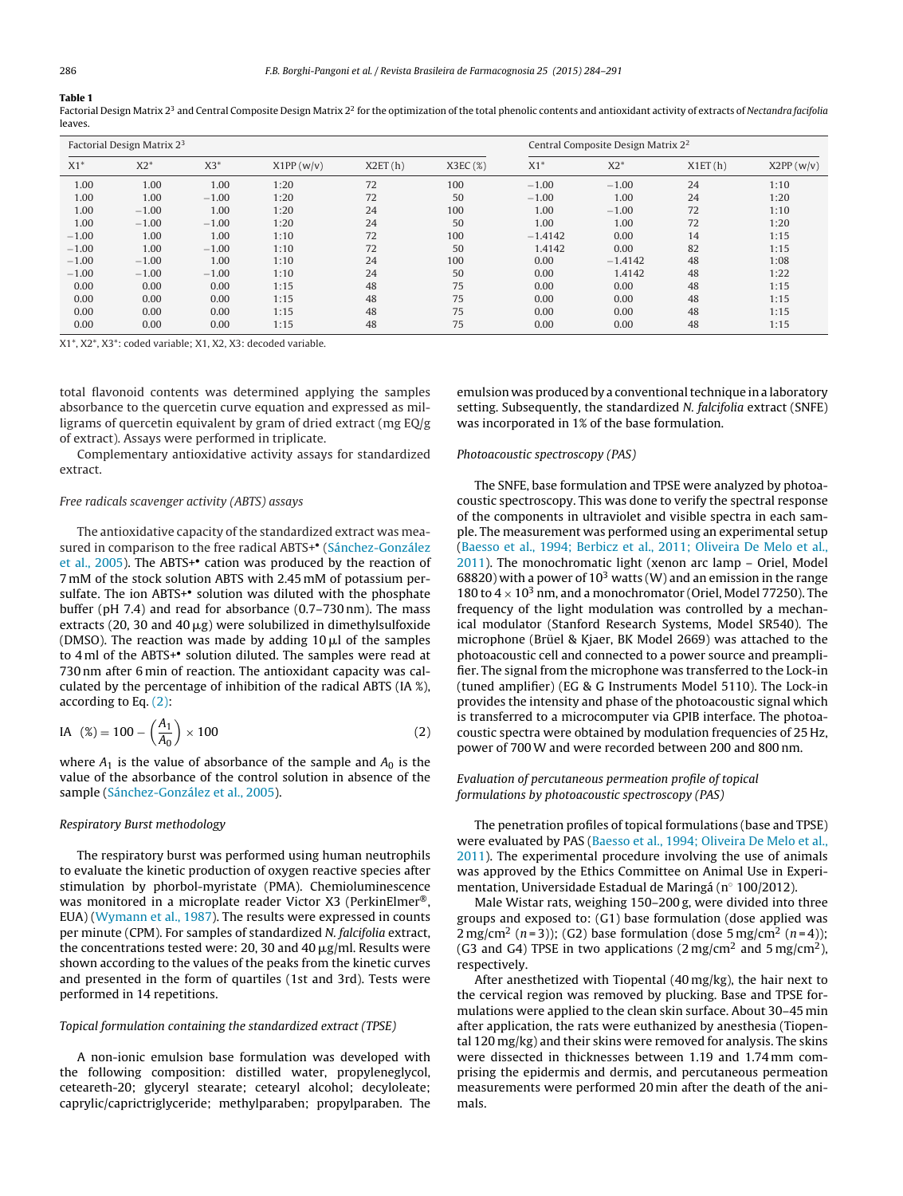**Table 1**
Factorial Design Matrix $2^3$ and Central Composite Design Matrix $2^2$ for the optimization of the total phenolic contents and antioxidant activity of extracts of *Nectandra facifolia* leaves.

| Factorial Design Matrix $2^3$ | | | | | | Central Composite Design Matrix $2^2$ | | | |
|---|---|---|---|---|---|---|---|---|---|
| X1* | X2* | X3* | X1PP (w/v) | X2ET (h) | X3EC (%) | X1* | X2* | X1ET (h) | X2PP (w/v) |
| 1.00 | 1.00 | 1.00 | 1:20 | 72 | 100 | −1.00 | −1.00 | 24 | 1:10 |
| 1.00 | 1.00 | −1.00 | 1:20 | 72 | 50 | −1.00 | 1.00 | 24 | 1:20 |
| 1.00 | −1.00 | 1.00 | 1:20 | 24 | 100 | 1.00 | −1.00 | 72 | 1:10 |
| 1.00 | −1.00 | −1.00 | 1:20 | 24 | 50 | 1.00 | 1.00 | 72 | 1:20 |
| −1.00 | 1.00 | 1.00 | 1:10 | 72 | 100 | −1.4142 | 0.00 | 14 | 1:15 |
| −1.00 | 1.00 | −1.00 | 1:10 | 72 | 50 | 1.4142 | 0.00 | 82 | 1:15 |
| −1.00 | −1.00 | 1.00 | 1:10 | 24 | 100 | 0.00 | −1.4142 | 48 | 1:08 |
| −1.00 | −1.00 | −1.00 | 1:10 | 24 | 50 | 0.00 | 1.4142 | 48 | 1:22 |
| 0.00 | 0.00 | 0.00 | 1:15 | 48 | 75 | 0.00 | 0.00 | 48 | 1:15 |
| 0.00 | 0.00 | 0.00 | 1:15 | 48 | 75 | 0.00 | 0.00 | 48 | 1:15 |
| 0.00 | 0.00 | 0.00 | 1:15 | 48 | 75 | 0.00 | 0.00 | 48 | 1:15 |
| 0.00 | 0.00 | 0.00 | 1:15 | 48 | 75 | 0.00 | 0.00 | 48 | 1:15 |

X1*, X2*, X3*: coded variable; X1, X2, X3: decoded variable.

total flavonoid contents was determined applying the samples absorbance to the quercetin curve equation and expressed as milligrams of quercetin equivalent by gram of dried extract (mg EQ/g of extract). Assays were performed in triplicate.

Complementary antioxidative activity assays for standardized extract.

*Free radicals scavenger activity (ABTS) assays*

The antioxidative capacity of the standardized extract was measured in comparison to the free radical ABTS+• (Sánchez-González et al., 2005). The ABTS+• cation was produced by the reaction of 7 mM of the stock solution ABTS with 2.45 mM of potassium persulfate. The ion ABTS+• solution was diluted with the phosphate buffer (pH 7.4) and read for absorbance (0.7–730 nm). The mass extracts (20, 30 and 40 μg) were solubilized in dimethylsulfoxide (DMSO). The reaction was made by adding 10 μl of the samples to 4 ml of the ABTS+• solution diluted. The samples were read at 730 nm after 6 min of reaction. The antioxidant capacity was calculated by the percentage of inhibition of the radical ABTS (IA %), according to Eq. (2):

$$\text{IA} \ \ (\%) = 100 - \left(\frac{A_1}{A_0}\right) \times 100 \tag{2}$$

where $A_1$ is the value of absorbance of the sample and $A_0$ is the value of the absorbance of the control solution in absence of the sample (Sánchez-González et al., 2005).

*Respiratory Burst methodology*

The respiratory burst was performed using human neutrophils to evaluate the kinetic production of oxygen reactive species after stimulation by phorbol-myristate (PMA). Chemioluminescence was monitored in a microplate reader Victor X3 (PerkinElmer®, EUA) (Wymann et al., 1987). The results were expressed in counts per minute (CPM). For samples of standardized *N. falcifolia* extract, the concentrations tested were: 20, 30 and 40 μg/ml. Results were shown according to the values of the peaks from the kinetic curves and presented in the form of quartiles (1st and 3rd). Tests were performed in 14 repetitions.

*Topical formulation containing the standardized extract (TPSE)*

A non-ionic emulsion base formulation was developed with the following composition: distilled water, propyleneglycol, ceteareth-20; glyceryl stearate; cetearyl alcohol; decyloleate; caprylic/caprictriglyceride; methylparaben; propylparaben. The emulsion was produced by a conventional technique in a laboratory setting. Subsequently, the standardized *N. falcifolia* extract (SNFE) was incorporated in 1% of the base formulation.

*Photoacoustic spectroscopy (PAS)*

The SNFE, base formulation and TPSE were analyzed by photoacoustic spectroscopy. This was done to verify the spectral response of the components in ultraviolet and visible spectra in each sample. The measurement was performed using an experimental setup (Baesso et al., 1994; Berbicz et al., 2011; Oliveira De Melo et al., 2011). The monochromatic light (xenon arc lamp – Oriel, Model 68820) with a power of $10^3$ watts (W) and an emission in the range 180 to $4 \times 10^3$ nm, and a monochromator (Oriel, Model 77250). The frequency of the light modulation was controlled by a mechanical modulator (Stanford Research Systems, Model SR540). The microphone (Brüel & Kjaer, BK Model 2669) was attached to the photoacoustic cell and connected to a power source and preamplifier. The signal from the microphone was transferred to the Lock-in (tuned amplifier) (EG & G Instruments Model 5110). The Lock-in provides the intensity and phase of the photoacoustic signal which is transferred to a microcomputer via GPIB interface. The photoacoustic spectra were obtained by modulation frequencies of 25 Hz, power of 700 W and were recorded between 200 and 800 nm.

*Evaluation of percutaneous permeation profile of topical formulations by photoacoustic spectroscopy (PAS)*

The penetration profiles of topical formulations (base and TPSE) were evaluated by PAS (Baesso et al., 1994; Oliveira De Melo et al., 2011). The experimental procedure involving the use of animals was approved by the Ethics Committee on Animal Use in Experimentation, Universidade Estadual de Maringá (n° 100/2012).

Male Wistar rats, weighing 150–200 g, were divided into three groups and exposed to: (G1) base formulation (dose applied was $2\,\text{mg/cm}^2$ ($n = 3$)); (G2) base formulation (dose $5\,\text{mg/cm}^2$ ($n = 4$)); (G3 and G4) TPSE in two applications ($2\,\text{mg/cm}^2$ and $5\,\text{mg/cm}^2$), respectively.

After anesthetized with Tiopental (40 mg/kg), the hair next to the cervical region was removed by plucking. Base and TPSE formulations were applied to the clean skin surface. About 30–45 min after application, the rats were euthanized by anesthesia (Tiopental 120 mg/kg) and their skins were removed for analysis. The skins were dissected in thicknesses between 1.19 and 1.74 mm comprising the epidermis and dermis, and percutaneous permeation measurements were performed 20 min after the death of the animals.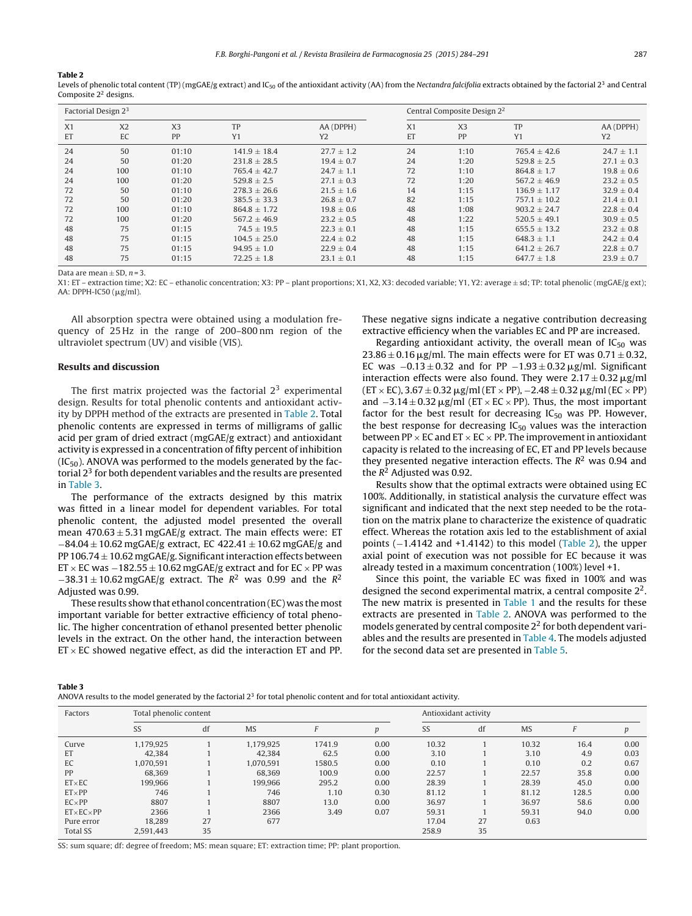**Table 2**
Levels of phenolic total content (TP) (mgGAE/g extract) and $IC_{50}$ of the antioxidant activity (AA) from the *Nectandra falcifolia* extracts obtained by the factorial $2^3$ and Central Composite $2^2$ designs.

| Factorial Design $2^3$ | | | | | Central Composite Design $2^2$ | | | |
|---|---|---|---|---|---|---|---|---|
| X1 ET | X2 EC | X3 PP | TP Y1 | AA (DPPH) Y2 | X1 ET | X3 PP | TP Y1 | AA (DPPH) Y2 |
| 24 | 50 | 01:10 | 141.9 ± 18.4 | 27.7 ± 1.2 | 24 | 1:10 | 765.4 ± 42.6 | 24.7 ± 1.1 |
| 24 | 50 | 01:20 | 231.8 ± 28.5 | 19.4 ± 0.7 | 24 | 1:20 | 529.8 ± 2.5 | 27.1 ± 0.3 |
| 24 | 100 | 01:10 | 765.4 ± 42.7 | 24.7 ± 1.1 | 72 | 1:10 | 864.8 ± 1.7 | 19.8 ± 0.6 |
| 24 | 100 | 01:20 | 529.8 ± 2.5 | 27.1 ± 0.3 | 72 | 1:20 | 567.2 ± 46.9 | 23.2 ± 0.5 |
| 72 | 50 | 01:10 | 278.3 ± 26.6 | 21.5 ± 1.6 | 14 | 1:15 | 136.9 ± 1.17 | 32.9 ± 0.4 |
| 72 | 50 | 01:20 | 385.5 ± 33.3 | 26.8 ± 0.7 | 82 | 1:15 | 757.1 ± 10.2 | 21.4 ± 0.1 |
| 72 | 100 | 01:10 | 864.8 ± 1.72 | 19.8 ± 0.6 | 48 | 1:08 | 903.2 ± 24.7 | 22.8 ± 0.4 |
| 72 | 100 | 01:20 | 567.2 ± 46.9 | 23.2 ± 0.5 | 48 | 1:22 | 520.5 ± 49.1 | 30.9 ± 0.5 |
| 48 | 75 | 01:15 | 74.5 ± 19.5 | 22.3 ± 0.1 | 48 | 1:15 | 655.5 ± 13.2 | 23.2 ± 0.8 |
| 48 | 75 | 01:15 | 104.5 ± 25.0 | 22.4 ± 0.2 | 48 | 1:15 | 648.3 ± 1.1 | 24.2 ± 0.4 |
| 48 | 75 | 01:15 | 94.95 ± 1.0 | 22.9 ± 0.4 | 48 | 1:15 | 641.2 ± 26.7 | 22.8 ± 0.7 |
| 48 | 75 | 01:15 | 72.25 ± 1.8 | 23.1 ± 0.1 | 48 | 1:15 | 647.7 ± 1.8 | 23.9 ± 0.7 |

Data are mean ± SD, n = 3.
X1: ET – extraction time; X2: EC – ethanolic concentration; X3: PP – plant proportions; X1, X2, X3: decoded variable; Y1, Y2: average ± sd; TP: total phenolic (mgGAE/g ext); AA: DPPH-IC50 (μg/ml).

All absorption spectra were obtained using a modulation frequency of 25 Hz in the range of 200–800 nm region of the ultraviolet spectrum (UV) and visible (VIS).

## Results and discussion

The first matrix projected was the factorial $2^3$ experimental design. Results for total phenolic contents and antioxidant activity by DPPH method of the extracts are presented in Table 2. Total phenolic contents are expressed in terms of milligrams of gallic acid per gram of dried extract (mgGAE/g extract) and antioxidant activity is expressed in a concentration of fifty percent of inhibition ($IC_{50}$). ANOVA was performed to the models generated by the factorial $2^3$ for both dependent variables and the results are presented in Table 3.

The performance of the extracts designed by this matrix was fitted in a linear model for dependent variables. For total phenolic content, the adjusted model presented the overall mean 470.63 ± 5.31 mgGAE/g extract. The main effects were: ET −84.04 ± 10.62 mgGAE/g extract, EC 422.41 ± 10.62 mgGAE/g and PP 106.74 ± 10.62 mgGAE/g. Significant interaction effects between ET × EC was −182.55 ± 10.62 mgGAE/g extract and for EC × PP was −38.31 ± 10.62 mgGAE/g extract. The $R^2$ was 0.99 and the $R^2$ Adjusted was 0.99.

These results show that ethanol concentration (EC) was the most important variable for better extractive efficiency of total phenolic. The higher concentration of ethanol presented better phenolic levels in the extract. On the other hand, the interaction between ET × EC showed negative effect, as did the interaction ET and PP. These negative signs indicate a negative contribution decreasing extractive efficiency when the variables EC and PP are increased.

Regarding antioxidant activity, the overall mean of $IC_{50}$ was 23.86 ± 0.16 μg/ml. The main effects were for ET was 0.71 ± 0.32, EC was −0.13 ± 0.32 and for PP −1.93 ± 0.32 μg/ml. Significant interaction effects were also found. They were 2.17 ± 0.32 μg/ml (ET × EC), 3.67 ± 0.32 μg/ml (ET × PP), −2.48 ± 0.32 μg/ml (EC × PP) and −3.14 ± 0.32 μg/ml (ET × EC × PP). Thus, the most important factor for the best result for decreasing $IC_{50}$ was PP. However, the best response for decreasing $IC_{50}$ values was the interaction between PP × EC and ET × EC × PP. The improvement in antioxidant capacity is related to the increasing of EC, ET and PP levels because they presented negative interaction effects. The $R^2$ was 0.94 and the $R^2$ Adjusted was 0.92.

Results show that the optimal extracts were obtained using EC 100%. Additionally, in statistical analysis the curvature effect was significant and indicated that the next step needed to be the rotation on the matrix plane to characterize the existence of quadratic effect. Whereas the rotation axis led to the establishment of axial points (−1.4142 and +1.4142) to this model (Table 2), the upper axial point of execution was not possible for EC because it was already tested in a maximum concentration (100%) level +1.

Since this point, the variable EC was fixed in 100% and was designed the second experimental matrix, a central composite $2^2$. The new matrix is presented in Table 1 and the results for these extracts are presented in Table 2. ANOVA was performed to the models generated by central composite $2^2$ for both dependent variables and the results are presented in Table 4. The models adjusted for the second data set are presented in Table 5.

**Table 3**
ANOVA results to the model generated by the factorial $2^3$ for total phenolic content and for total antioxidant activity.

| Factors | Total phenolic content | | | | | Antioxidant activity | | | | |
|---|---|---|---|---|---|---|---|---|---|---|
| | SS | df | MS | F | p | SS | df | MS | F | p |
| Curve | 1,179,925 | 1 | 1,179,925 | 1741.9 | 0.00 | 10.32 | 1 | 10.32 | 16.4 | 0.00 |
| ET | 42,384 | 1 | 42,384 | 62.5 | 0.00 | 3.10 | 1 | 3.10 | 4.9 | 0.03 |
| EC | 1,070,591 | 1 | 1,070,591 | 1580.5 | 0.00 | 0.10 | 1 | 0.10 | 0.2 | 0.67 |
| PP | 68,369 | 1 | 68,369 | 100.9 | 0.00 | 22.57 | 1 | 22.57 | 35.8 | 0.00 |
| ET×EC | 199,966 | 1 | 199,966 | 295.2 | 0.00 | 28.39 | 1 | 28.39 | 45.0 | 0.00 |
| ET×PP | 746 | 1 | 746 | 1.10 | 0.30 | 81.12 | 1 | 81.12 | 128.5 | 0.00 |
| EC×PP | 8807 | 1 | 8807 | 13.0 | 0.00 | 36.97 | 1 | 36.97 | 58.6 | 0.00 |
| ET×EC×PP | 2366 | 1 | 2366 | 3.49 | 0.07 | 59.31 | 1 | 59.31 | 94.0 | 0.00 |
| Pure error | 18,289 | 27 | 677 | | | 17.04 | 27 | 0.63 | | |
| Total SS | 2,591,443 | 35 | | | | 258.9 | 35 | | | |

SS: sum square; df: degree of freedom; MS: mean square; ET: extraction time; PP: plant proportion.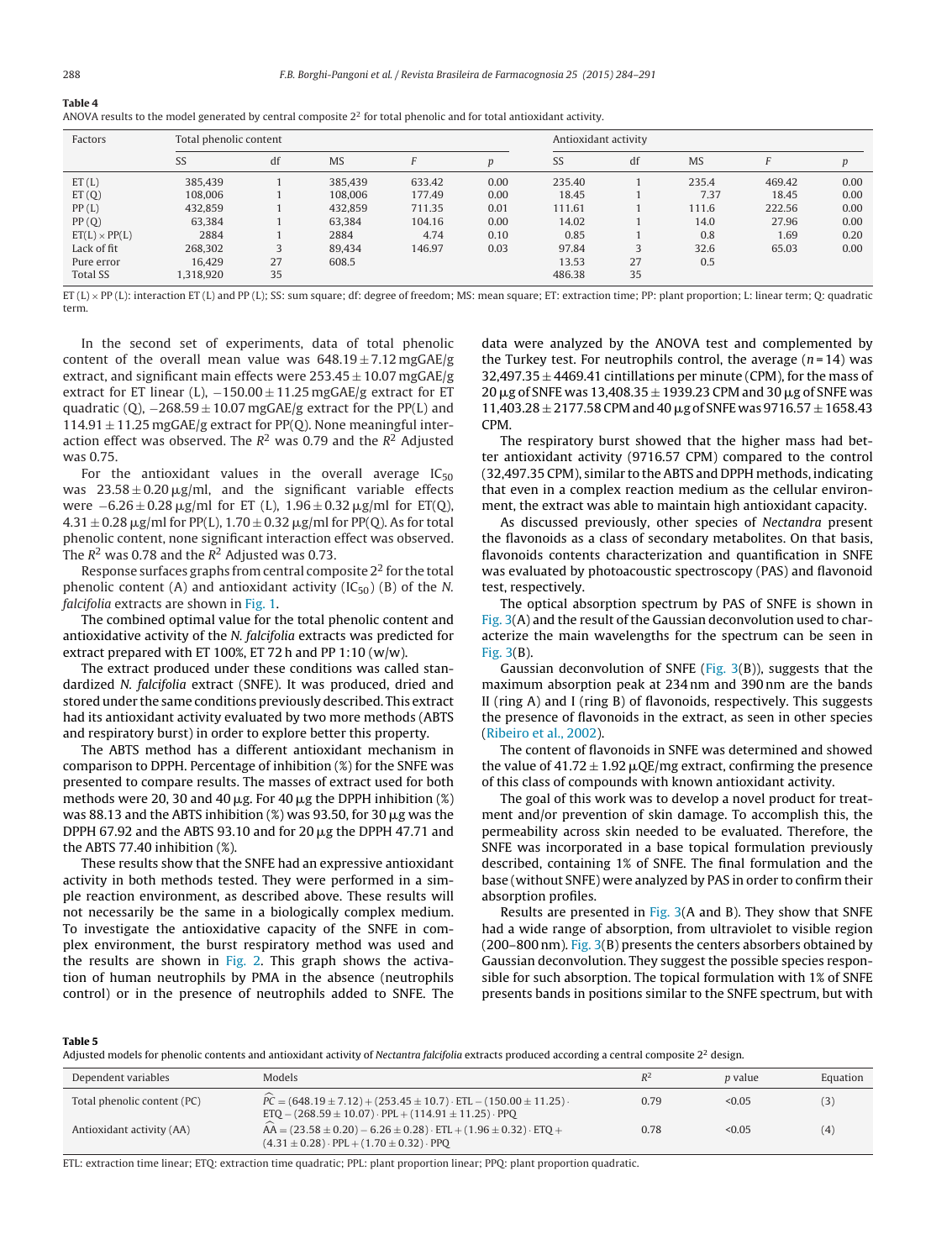**Table 4**
ANOVA results to the model generated by central composite $2^2$ for total phenolic and for total antioxidant activity.

| Factors | Total phenolic content | | | | | Antioxidant activity | | | | |
|---|---|---|---|---|---|---|---|---|---|---|
| | SS | df | MS | $F$ | $p$ | SS | df | MS | $F$ | $p$ |
| ET (L) | 385,439 | 1 | 385,439 | 633.42 | 0.00 | 235.40 | 1 | 235.4 | 469.42 | 0.00 |
| ET (Q) | 108,006 | 1 | 108,006 | 177.49 | 0.00 | 18.45 | 1 | 7.37 | 18.45 | 0.00 |
| PP (L) | 432,859 | 1 | 432,859 | 711.35 | 0.01 | 111.61 | 1 | 111.6 | 222.56 | 0.00 |
| PP (Q) | 63,384 | 1 | 63,384 | 104.16 | 0.00 | 14.02 | 1 | 14.0 | 27.96 | 0.00 |
| ET(L) × PP(L) | 2884 | 1 | 2884 | 4.74 | 0.10 | 0.85 | 1 | 0.8 | 1.69 | 0.20 |
| Lack of fit | 268,302 | 3 | 89,434 | 146.97 | 0.03 | 97.84 | 3 | 32.6 | 65.03 | 0.00 |
| Pure error | 16,429 | 27 | 608.5 | | | 13.53 | 27 | 0.5 | | |
| Total SS | 1,318,920 | 35 | | | | 486.38 | 35 | | | |

ET (L) × PP (L): interaction ET (L) and PP (L); SS: sum square; df: degree of freedom; MS: mean square; ET: extraction time; PP: plant proportion; L: linear term; Q: quadratic term.

In the second set of experiments, data of total phenolic content of the overall mean value was 648.19 ± 7.12 mgGAE/g extract, and significant main effects were 253.45 ± 10.07 mgGAE/g extract for ET linear (L), −150.00 ± 11.25 mgGAE/g extract for ET quadratic (Q), −268.59 ± 10.07 mgGAE/g extract for the PP(L) and 114.91 ± 11.25 mgGAE/g extract for PP(Q). None meaningful interaction effect was observed. The $R^2$ was 0.79 and the $R^2$ Adjusted was 0.75.

For the antioxidant values in the overall average $IC_{50}$ was 23.58 ± 0.20 μg/ml, and the significant variable effects were −6.26 ± 0.28 μg/ml for ET (L), 1.96 ± 0.32 μg/ml for ET(Q), 4.31 ± 0.28 μg/ml for PP(L), 1.70 ± 0.32 μg/ml for PP(Q). As for total phenolic content, none significant interaction effect was observed. The $R^2$ was 0.78 and the $R^2$ Adjusted was 0.73.

Response surfaces graphs from central composite $2^2$ for the total phenolic content (A) and antioxidant activity ($IC_{50}$) (B) of the *N. falcifolia* extracts are shown in Fig. 1.

The combined optimal value for the total phenolic content and antioxidative activity of the *N. falcifolia* extracts was predicted for extract prepared with ET 100%, ET 72 h and PP 1:10 (w/w).

The extract produced under these conditions was called standardized *N. falcifolia* extract (SNFE). It was produced, dried and stored under the same conditions previously described. This extract had its antioxidant activity evaluated by two more methods (ABTS and respiratory burst) in order to explore better this property.

The ABTS method has a different antioxidant mechanism in comparison to DPPH. Percentage of inhibition (%) for the SNFE was presented to compare results. The masses of extract used for both methods were 20, 30 and 40 μg. For 40 μg the DPPH inhibition (%) was 88.13 and the ABTS inhibition (%) was 93.50, for 30 μg was the DPPH 67.92 and the ABTS 93.10 and for 20 μg the DPPH 47.71 and the ABTS 77.40 inhibition (%).

These results show that the SNFE had an expressive antioxidant activity in both methods tested. They were performed in a simple reaction environment, as described above. These results will not necessarily be the same in a biologically complex medium. To investigate the antioxidative capacity of the SNFE in complex environment, the burst respiratory method was used and the results are shown in Fig. 2. This graph shows the activation of human neutrophils by PMA in the absence (neutrophils control) or in the presence of neutrophils added to SNFE. The data were analyzed by the ANOVA test and complemented by the Turkey test. For neutrophils control, the average ($n$ = 14) was 32,497.35 ± 4469.41 cintillations per minute (CPM), for the mass of 20 μg of SNFE was 13,408.35 ± 1939.23 CPM and 30 μg of SNFE was 11,403.28 ± 2177.58 CPM and 40 μg of SNFE was 9716.57 ± 1658.43 CPM.

The respiratory burst showed that the higher mass had better antioxidant activity (9716.57 CPM) compared to the control (32,497.35 CPM), similar to the ABTS and DPPH methods, indicating that even in a complex reaction medium as the cellular environment, the extract was able to maintain high antioxidant capacity.

As discussed previously, other species of *Nectandra* present the flavonoids as a class of secondary metabolites. On that basis, flavonoids contents characterization and quantification in SNFE was evaluated by photoacoustic spectroscopy (PAS) and flavonoid test, respectively.

The optical absorption spectrum by PAS of SNFE is shown in Fig. 3(A) and the result of the Gaussian deconvolution used to characterize the main wavelengths for the spectrum can be seen in Fig. 3(B).

Gaussian deconvolution of SNFE (Fig. 3(B)), suggests that the maximum absorption peak at 234 nm and 390 nm are the bands II (ring A) and I (ring B) of flavonoids, respectively. This suggests the presence of flavonoids in the extract, as seen in other species (Ribeiro et al., 2002).

The content of flavonoids in SNFE was determined and showed the value of 41.72 ± 1.92 μQE/mg extract, confirming the presence of this class of compounds with known antioxidant activity.

The goal of this work was to develop a novel product for treatment and/or prevention of skin damage. To accomplish this, the permeability across skin needed to be evaluated. Therefore, the SNFE was incorporated in a base topical formulation previously described, containing 1% of SNFE. The final formulation and the base (without SNFE) were analyzed by PAS in order to confirm their absorption profiles.

Results are presented in Fig. 3(A and B). They show that SNFE had a wide range of absorption, from ultraviolet to visible region (200–800 nm). Fig. 3(B) presents the centers absorbers obtained by Gaussian deconvolution. They suggest the possible species responsible for such absorption. The topical formulation with 1% of SNFE presents bands in positions similar to the SNFE spectrum, but with

**Table 5**
Adjusted models for phenolic contents and antioxidant activity of *Nectantra falcifolia* extracts produced according a central composite $2^2$ design.

| Dependent variables | Models | $R^2$ | $p$ value | Equation |
|---|---|---|---|---|
| Total phenolic content (PC) | $\widehat{PC} = (648.19 \pm 7.12) + (253.45 \pm 10.7) \cdot ETL - (150.00 \pm 11.25) \cdot ETQ - (268.59 \pm 10.07) \cdot PPL + (114.91 \pm 11.25) \cdot PPQ$ | 0.79 | <0.05 | (3) |
| Antioxidant activity (AA) | $\widehat{AA} = (23.58 \pm 0.20) - 6.26 \pm 0.28) \cdot ETL + (1.96 \pm 0.32) \cdot ETQ + (4.31 \pm 0.28) \cdot PPL + (1.70 \pm 0.32) \cdot PPQ$ | 0.78 | <0.05 | (4) |

ETL: extraction time linear; ETQ: extraction time quadratic; PPL: plant proportion linear; PPQ: plant proportion quadratic.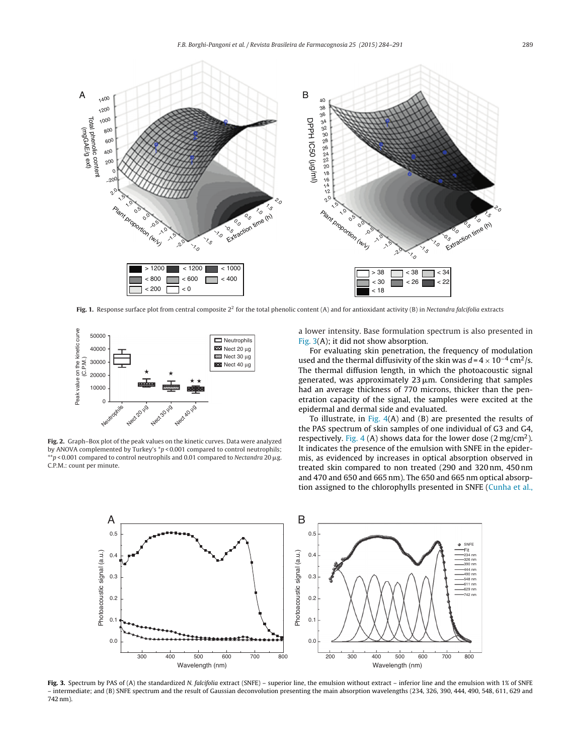**Fig. 1.** Response surface plot from central composite $2^2$ for the total phenolic content (A) and for antioxidant activity (B) in *Nectandra falcifolia* extracts

**Fig. 2.** Graph–Box plot of the peak values on the kinetic curves. Data were analyzed by ANOVA complemented by Turkey's $^*p < 0.001$ compared to control neutrophils; $^{**}p < 0.001$ compared to control neutrophils and 0.01 compared to *Nectandra* 20 μg. C.P.M.: count per minute.

a lower intensity. Base formulation spectrum is also presented in Fig. 3(A); it did not show absorption.

For evaluating skin penetration, the frequency of modulation used and the thermal diffusivity of the skin was $d = 4 \times 10^{-4}$ cm$^2$/s. The thermal diffusion length, in which the photoacoustic signal generated, was approximately 23 μm. Considering that samples had an average thickness of 770 microns, thicker than the penetration capacity of the signal, the samples were excited at the epidermal and dermal side and evaluated.

To illustrate, in Fig. 4(A) and (B) are presented the results of the PAS spectrum of skin samples of one individual of G3 and G4, respectively. Fig. 4 (A) shows data for the lower dose (2 mg/cm$^2$). It indicates the presence of the emulsion with SNFE in the epidermis, as evidenced by increases in optical absorption observed in treated skin compared to non treated (290 and 320 nm, 450 nm and 470 and 650 and 665 nm). The 650 and 665 nm optical absorption assigned to the chlorophylls presented in SNFE (Cunha et al.,

**Fig. 3.** Spectrum by PAS of (A) the standardized *N. falcifolia* extract (SNFE) – superior line, the emulsion without extract – inferior line and the emulsion with 1% of SNFE – intermediate; and (B) SNFE spectrum and the result of Gaussian deconvolution presenting the main absorption wavelengths (234, 326, 390, 444, 490, 548, 611, 629 and 742 nm).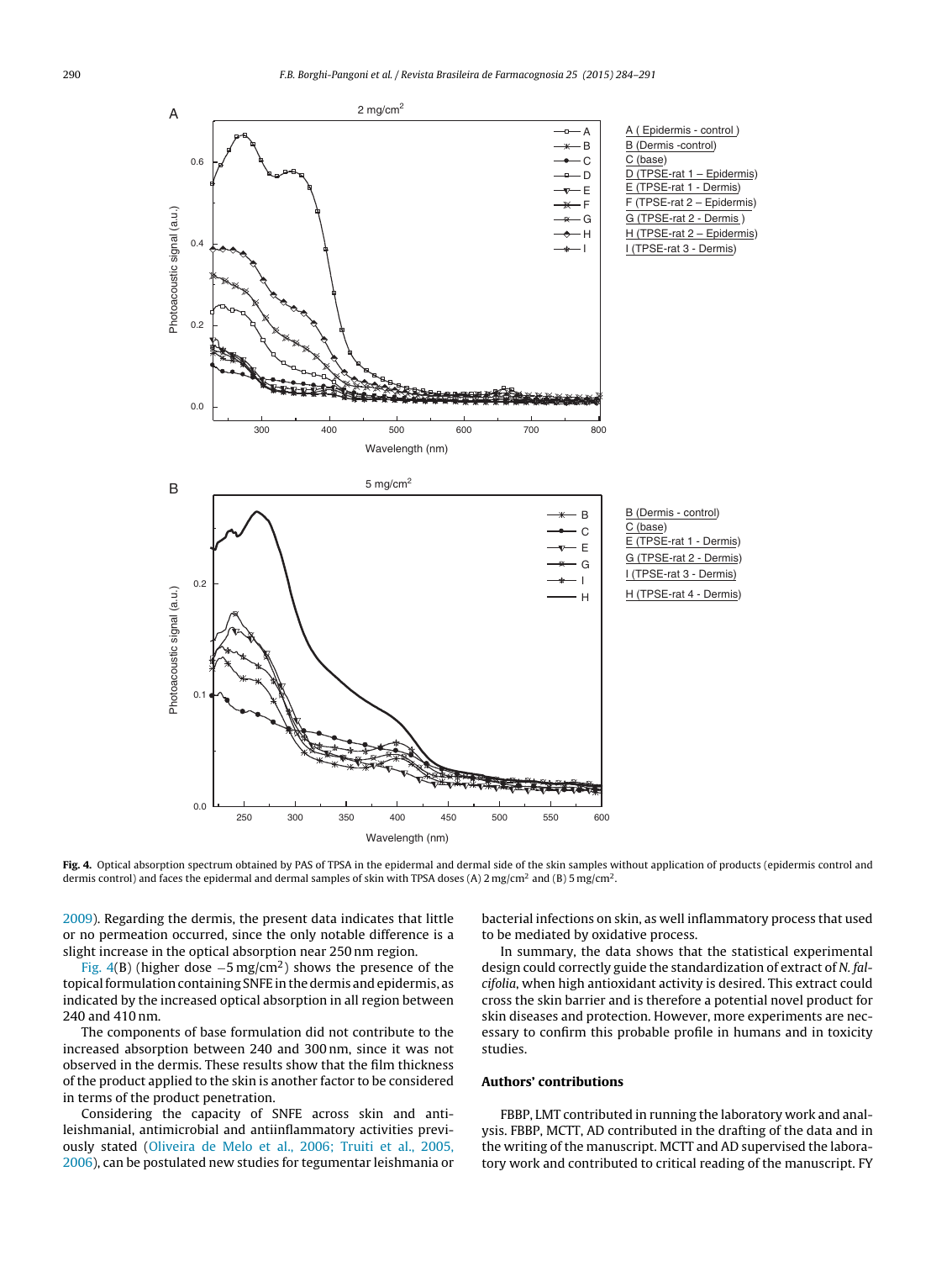**Fig. 4.** Optical absorption spectrum obtained by PAS of TPSA in the epidermal and dermal side of the skin samples without application of products (epidermis control and dermis control) and faces the epidermal and dermal samples of skin with TPSA doses (A) 2 mg/cm$^2$ and (B) 5 mg/cm$^2$.

2009). Regarding the dermis, the present data indicates that little or no permeation occurred, since the only notable difference is a slight increase in the optical absorption near 250 nm region.

Fig. 4(B) (higher dose –5 mg/cm$^2$) shows the presence of the topical formulation containing SNFE in the dermis and epidermis, as indicated by the increased optical absorption in all region between 240 and 410 nm.

The components of base formulation did not contribute to the increased absorption between 240 and 300 nm, since it was not observed in the dermis. These results show that the film thickness of the product applied to the skin is another factor to be considered in terms of the product penetration.

Considering the capacity of SNFE across skin and anti-leishmanial, antimicrobial and antiinflammatory activities previously stated (Oliveira de Melo et al., 2006; Truiti et al., 2005, 2006), can be postulated new studies for tegumentar leishmania or bacterial infections on skin, as well inflammatory process that used to be mediated by oxidative process.

In summary, the data shows that the statistical experimental design could correctly guide the standardization of extract of *N. falcifolia*, when high antioxidant activity is desired. This extract could cross the skin barrier and is therefore a potential novel product for skin diseases and protection. However, more experiments are necessary to confirm this probable profile in humans and in toxicity studies.

## Authors' contributions

FBBP, LMT contributed in running the laboratory work and analysis. FBBP, MCTT, AD contributed in the drafting of the data and in the writing of the manuscript. MCTT and AD supervised the laboratory work and contributed to critical reading of the manuscript. FY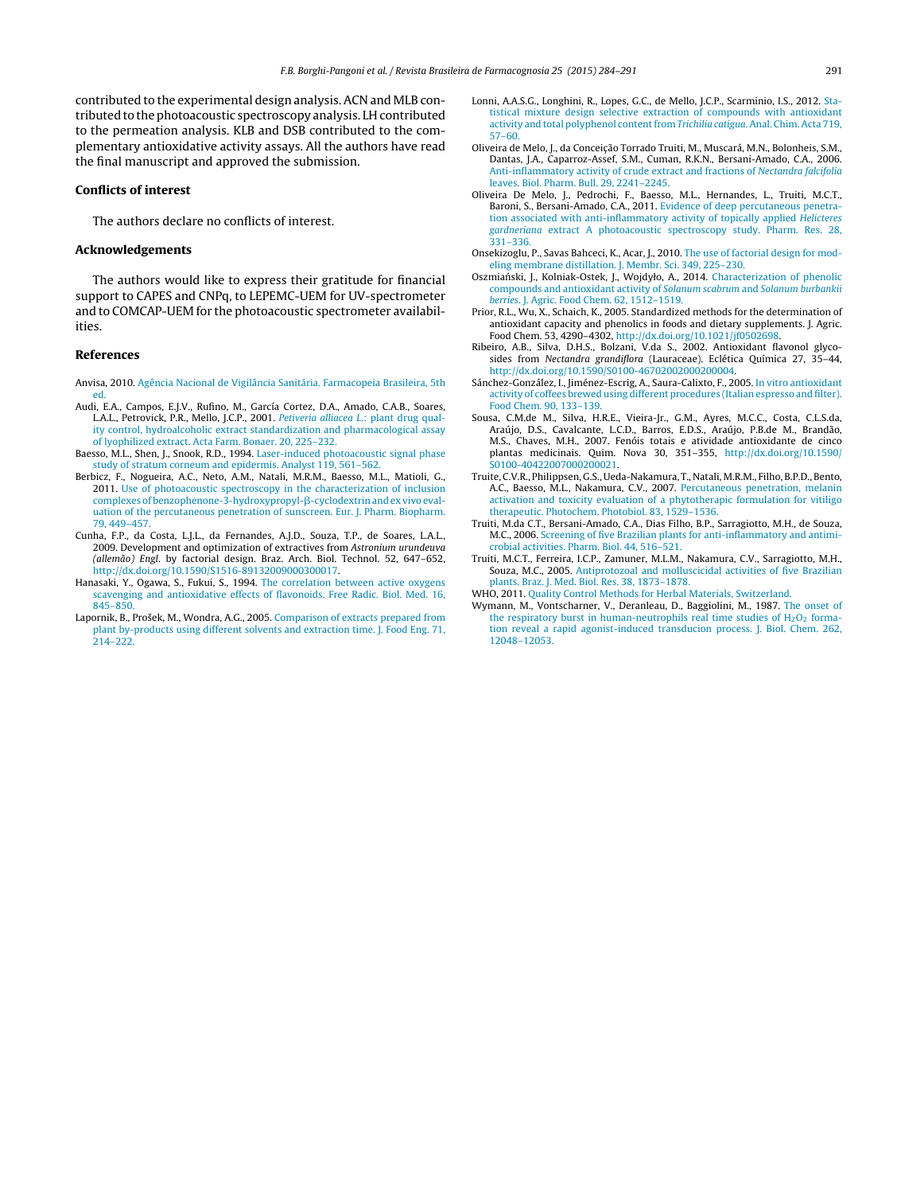contributed to the experimental design analysis. ACN and MLB contributed to the photoacoustic spectroscopy analysis. LH contributed to the permeation analysis. KLB and DSB contributed to the complementary antioxidative activity assays. All the authors have read the final manuscript and approved the submission.

## Conflicts of interest

The authors declare no conflicts of interest.

## Acknowledgements

The authors would like to express their gratitude for financial support to CAPES and CNPq, to LEPEMC-UEM for UV-spectrometer and to COMCAP-UEM for the photoacoustic spectrometer availabilities.

## References

Anvisa, 2010. Agência Nacional de Vigilância Sanitária. Farmacopeia Brasileira, 5th ed.

Audi, E.A., Campos, E.J.V., Rufino, M., García Cortez, D.A., Amado, C.A.B., Soares, L.A.L., Petrovick, P.R., Mello, J.C.P., 2001. *Petiveria alliacea L.*: plant drug quality control, hydroalcoholic extract standardization and pharmacological assay of lyophilized extract. Acta Farm. Bonaer. 20, 225–232.

Baesso, M.L., Shen, J., Snook, R.D., 1994. Laser-induced photoacoustic signal phase study of stratum corneum and epidermis. Analyst 119, 561–562.

Berbicz, F., Nogueira, A.C., Neto, A.M., Natali, M.R.M., Baesso, M.L., Matioli, G., 2011. Use of photoacoustic spectroscopy in the characterization of inclusion complexes of benzophenone-3-hydroxypropyl-β-cyclodextrin and ex vivo evaluation of the percutaneous penetration of sunscreen. Eur. J. Pharm. Biopharm. 79, 449–457.

Cunha, F.P., da Costa, L.J.L., da Fernandes, A.J.D., Souza, T.P., de Soares, L.A.L., 2009. Development and optimization of extractives from *Astronium urundeuva (allemão) Engl.* by factorial design. Braz. Arch. Biol. Technol. 52, 647–652, http://dx.doi.org/10.1590/S1516-89132009000300017.

Hanasaki, Y., Ogawa, S., Fukui, S., 1994. The correlation between active oxygens scavenging and antioxidative effects of flavonoids. Free Radic. Biol. Med. 16, 845–850.

Lapornik, B., Prošek, M., Wondra, A.G., 2005. Comparison of extracts prepared from plant by-products using different solvents and extraction time. J. Food Eng. 71, 214–222.

Lonni, A.A.S.G., Longhini, R., Lopes, G.C., de Mello, J.C.P., Scarminio, I.S., 2012. Statistical mixture design selective extraction of compounds with antioxidant activity and total polyphenol content from *Trichilia catigua*. Anal. Chim. Acta 719, 57–60.

Oliveira de Melo, J., da Conceição Torrado Truiti, M., Muscará, M.N., Bolonheis, S.M., Dantas, J.A., Caparroz-Assef, S.M., Cuman, R.K.N., Bersani-Amado, C.A., 2006. Anti-inflammatory activity of crude extract and fractions of *Nectandra falcifolia* leaves. Biol. Pharm. Bull. 29, 2241–2245.

Oliveira De Melo, J., Pedrochi, F., Baesso, M.L., Hernandes, L., Truiti, M.C.T., Baroni, S., Bersani-Amado, C.A., 2011. Evidence of deep percutaneous penetration associated with anti-inflammatory activity of topically applied *Helicteres gardneriana* extract A photoacoustic spectroscopy study. Pharm. Res. 28, 331–336.

Onsekizoglu, P., Savas Bahceci, K., Acar, J., 2010. The use of factorial design for modeling membrane distillation. J. Membr. Sci. 349, 225–230.

Oszmiański, J., Kolniak-Ostek, J., Wojdyło, A., 2014. Characterization of phenolic compounds and antioxidant activity of *Solanum scabrum* and *Solanum burbankii berries*. J. Agric. Food Chem. 62, 1512–1519.

Prior, R.L., Wu, X., Schaich, K., 2005. Standardized methods for the determination of antioxidant capacity and phenolics in foods and dietary supplements. J. Agric. Food Chem. 53, 4290–4302, http://dx.doi.org/10.1021/jf0502698.

Ribeiro, A.B., Silva, D.H.S., Bolzani, V.da S., 2002. Antioxidant flavonol glycosides from *Nectandra grandiflora* (Lauraceae). Eclética Química 27, 35–44, http://dx.doi.org/10.1590/S0100-46702002000200004.

Sánchez-González, I., Jiménez-Escrig, A., Saura-Calixto, F., 2005. In vitro antioxidant activity of coffees brewed using different procedures (Italian espresso and filter). Food Chem. 90, 133–139.

Sousa, C.M.de M., Silva, H.R.E., Vieira-Jr., G.M., Ayres, M.C.C., Costa, C.L.S.da, Araújo, D.S., Cavalcante, L.C.D., Barros, E.D.S., Araújo, P.B.de M., Brandão, M.S., Chaves, M.H., 2007. Fenóis totais e atividade antioxidante de cinco plantas medicinais. Quim. Nova 30, 351–355, http://dx.doi.org/10.1590/S0100-40422007000200021.

Truite, C.V.R., Philippsen, G.S., Ueda-Nakamura, T., Natali, M.R.M., Filho, B.P.D., Bento, A.C., Baesso, M.L., Nakamura, C.V., 2007. Percutaneous penetration, melanin activation and toxicity evaluation of a phytotherapic formulation for vitiligo therapeutic. Photochem. Photobiol. 83, 1529–1536.

Truiti, M.da C.T., Bersani-Amado, C.A., Dias Filho, B.P., Sarragiotto, M.H., de Souza, M.C., 2006. Screening of five Brazilian plants for anti-inflammatory and antimicrobial activities. Pharm. Biol. 44, 516–521.

Truiti, M.C.T., Ferreira, I.C.P., Zamuner, M.L.M., Nakamura, C.V., Sarragiotto, M.H., Souza, M.C., 2005. Antiprotozoal and molluscicidal activities of five Brazilian plants. Braz. J. Med. Biol. Res. 38, 1873–1878.

WHO, 2011. Quality Control Methods for Herbal Materials, Switzerland.

Wymann, M., Vontscharner, V., Deranleau, D., Baggiolini, M., 1987. The onset of the respiratory burst in human-neutrophils real time studies of $H_2O_2$ formation reveal a rapid agonist-induced transducion process. J. Biol. Chem. 262, 12048–12053.